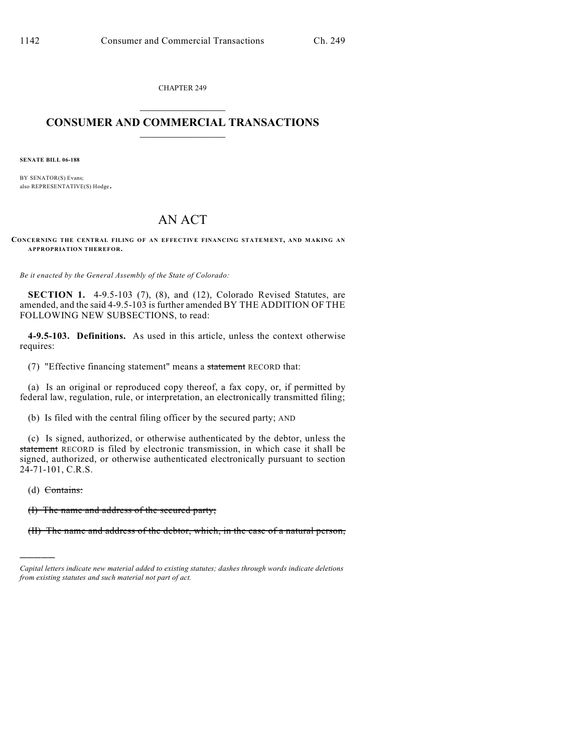CHAPTER 249

## CONSUMER AND COMMERCIAL TRANSACTIONS

**SENATE BILL 06-188**

BY SENATOR(S) Evans;
also REPRESENTATIVE(S) Hodge.

# AN ACT

**CONCERNING THE CENTRAL FILING OF AN EFFECTIVE FINANCING STATEMENT, AND MAKING AN APPROPRIATION THEREFOR.**

*Be it enacted by the General Assembly of the State of Colorado:*

**SECTION 1.** 4-9.5-103 (7), (8), and (12), Colorado Revised Statutes, are amended, and the said 4-9.5-103 is further amended BY THE ADDITION OF THE FOLLOWING NEW SUBSECTIONS, to read:

**4-9.5-103. Definitions.** As used in this article, unless the context otherwise requires:

(7) "Effective financing statement" means a ~~statement~~ RECORD that:

(a) Is an original or reproduced copy thereof, a fax copy, or, if permitted by federal law, regulation, rule, or interpretation, an electronically transmitted filing;

(b) Is filed with the central filing officer by the secured party; AND

(c) Is signed, authorized, or otherwise authenticated by the debtor, unless the ~~statement~~ RECORD is filed by electronic transmission, in which case it shall be signed, authorized, or otherwise authenticated electronically pursuant to section 24-71-101, C.R.S.

(d) ~~Contains:~~

~~(I) The name and address of the secured party;~~

~~(II) The name and address of the debtor, which, in the case of a natural person,~~

*Capital letters indicate new material added to existing statutes; dashes through words indicate deletions from existing statutes and such material not part of act.*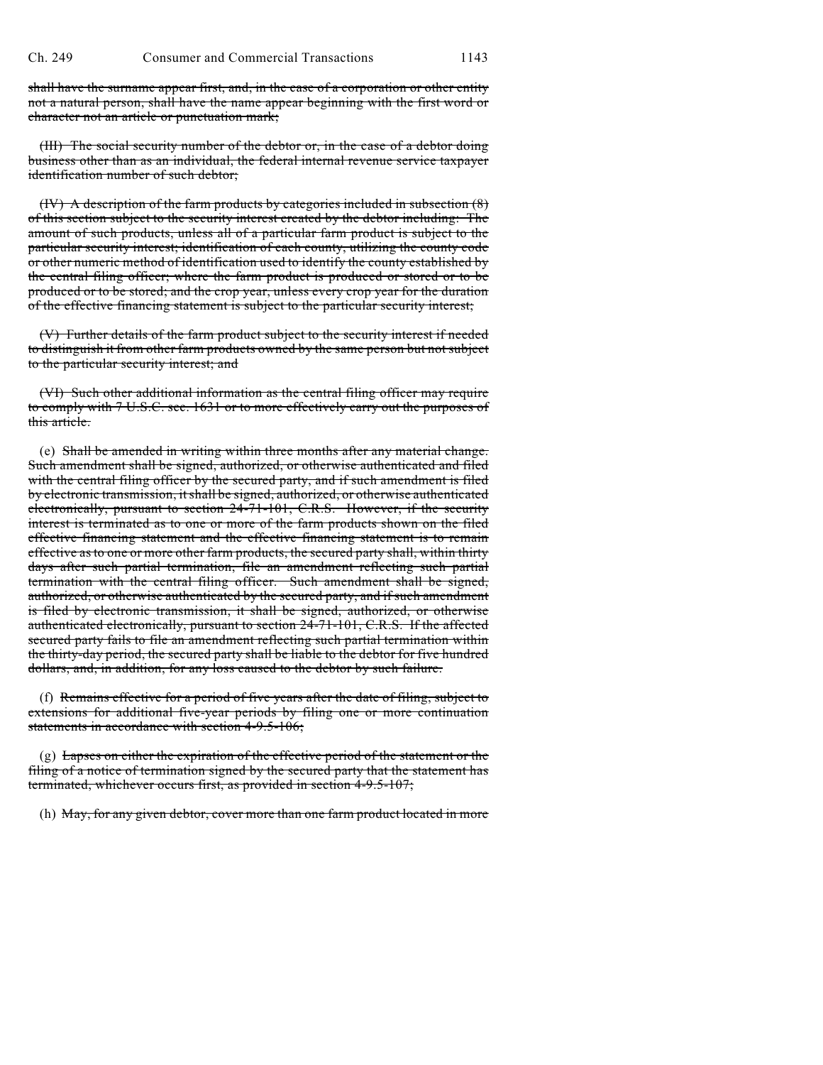~~shall have the surname appear first, and, in the case of a corporation or other entity not a natural person, shall have the name appear beginning with the first word or character not an article or punctuation mark;~~

~~(III) The social security number of the debtor or, in the case of a debtor doing business other than as an individual, the federal internal revenue service taxpayer identification number of such debtor;~~

~~(IV) A description of the farm products by categories included in subsection (8) of this section subject to the security interest created by the debtor including: The amount of such products, unless all of a particular farm product is subject to the particular security interest; identification of each county, utilizing the county code or other numeric method of identification used to identify the county established by the central filing officer, where the farm product is produced or stored or to be produced or to be stored; and the crop year, unless every crop year for the duration of the effective financing statement is subject to the particular security interest;~~

~~(V) Further details of the farm product subject to the security interest if needed to distinguish it from other farm products owned by the same person but not subject to the particular security interest; and~~

~~(VI) Such other additional information as the central filing officer may require to comply with 7 U.S.C. sec. 1631 or to more effectively carry out the purposes of this article.~~

(e) ~~Shall be amended in writing within three months after any material change. Such amendment shall be signed, authorized, or otherwise authenticated and filed with the central filing officer by the secured party, and if such amendment is filed by electronic transmission, it shall be signed, authorized, or otherwise authenticated electronically, pursuant to section 24-71-101, C.R.S. However, if the security interest is terminated as to one or more of the farm products shown on the filed effective financing statement and the effective financing statement is to remain effective as to one or more other farm products, the secured party shall, within thirty days after such partial termination, file an amendment reflecting such partial termination with the central filing officer. Such amendment shall be signed, authorized, or otherwise authenticated by the secured party, and if such amendment is filed by electronic transmission, it shall be signed, authorized, or otherwise authenticated electronically, pursuant to section 24-71-101, C.R.S. If the affected secured party fails to file an amendment reflecting such partial termination within the thirty-day period, the secured party shall be liable to the debtor for five hundred dollars, and, in addition, for any loss caused to the debtor by such failure.~~

(f) ~~Remains effective for a period of five years after the date of filing, subject to extensions for additional five-year periods by filing one or more continuation statements in accordance with section 4-9.5-106;~~

(g) ~~Lapses on either the expiration of the effective period of the statement or the filing of a notice of termination signed by the secured party that the statement has terminated, whichever occurs first, as provided in section 4-9.5-107;~~

(h) ~~May, for any given debtor, cover more than one farm product located in more~~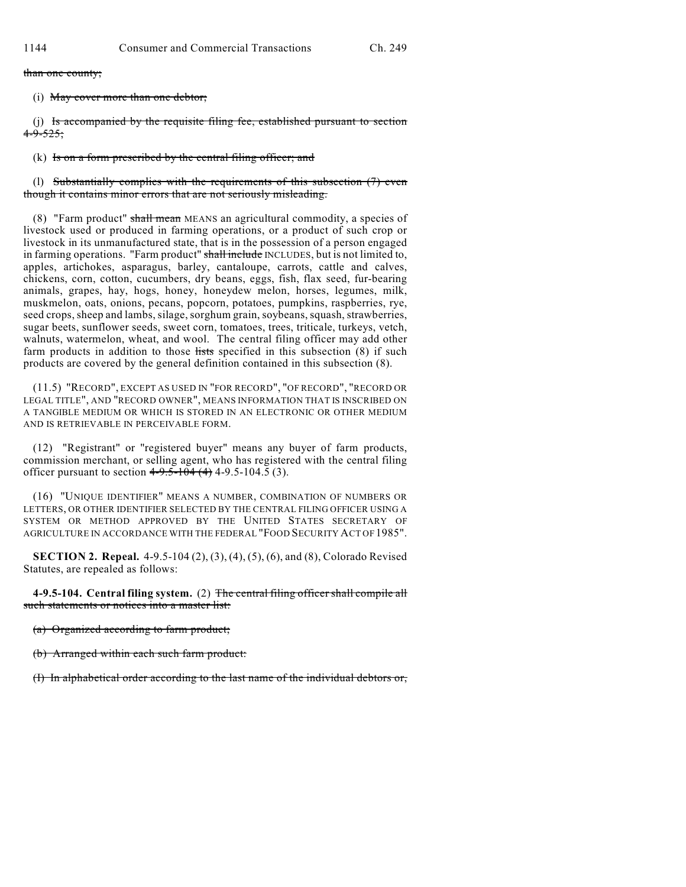~~than one county;~~

(i) ~~May cover more than one debtor;~~

(j) ~~Is accompanied by the requisite filing fee, established pursuant to section 4-9-525;~~

(k) ~~Is on a form prescribed by the central filing officer; and~~

(l) ~~Substantially complies with the requirements of this subsection (7) even though it contains minor errors that are not seriously misleading.~~

(8) "Farm product" ~~shall mean~~ MEANS an agricultural commodity, a species of livestock used or produced in farming operations, or a product of such crop or livestock in its unmanufactured state, that is in the possession of a person engaged in farming operations. "Farm product" ~~shall include~~ INCLUDES, but is not limited to, apples, artichokes, asparagus, barley, cantaloupe, carrots, cattle and calves, chickens, corn, cotton, cucumbers, dry beans, eggs, fish, flax seed, fur-bearing animals, grapes, hay, hogs, honey, honeydew melon, horses, legumes, milk, muskmelon, oats, onions, pecans, popcorn, potatoes, pumpkins, raspberries, rye, seed crops, sheep and lambs, silage, sorghum grain, soybeans, squash, strawberries, sugar beets, sunflower seeds, sweet corn, tomatoes, trees, triticale, turkeys, vetch, walnuts, watermelon, wheat, and wool. The central filing officer may add other farm products in addition to those ~~lists~~ specified in this subsection (8) if such products are covered by the general definition contained in this subsection (8).

(11.5) "RECORD", EXCEPT AS USED IN "FOR RECORD", "OF RECORD", "RECORD OR LEGAL TITLE", AND "RECORD OWNER", MEANS INFORMATION THAT IS INSCRIBED ON A TANGIBLE MEDIUM OR WHICH IS STORED IN AN ELECTRONIC OR OTHER MEDIUM AND IS RETRIEVABLE IN PERCEIVABLE FORM.

(12) "Registrant" or "registered buyer" means any buyer of farm products, commission merchant, or selling agent, who has registered with the central filing officer pursuant to section ~~4-9.5-104 (4)~~ 4-9.5-104.5 (3).

(16) "UNIQUE IDENTIFIER" MEANS A NUMBER, COMBINATION OF NUMBERS OR LETTERS, OR OTHER IDENTIFIER SELECTED BY THE CENTRAL FILING OFFICER USING A SYSTEM OR METHOD APPROVED BY THE UNITED STATES SECRETARY OF AGRICULTURE IN ACCORDANCE WITH THE FEDERAL "FOOD SECURITY ACT OF 1985".

**SECTION 2. Repeal.** 4-9.5-104 (2), (3), (4), (5), (6), and (8), Colorado Revised Statutes, are repealed as follows:

**4-9.5-104. Central filing system.** (2) ~~The central filing officer shall compile all such statements or notices into a master list:~~

~~(a) Organized according to farm product;~~

~~(b) Arranged within each such farm product:~~

~~(I) In alphabetical order according to the last name of the individual debtors or,~~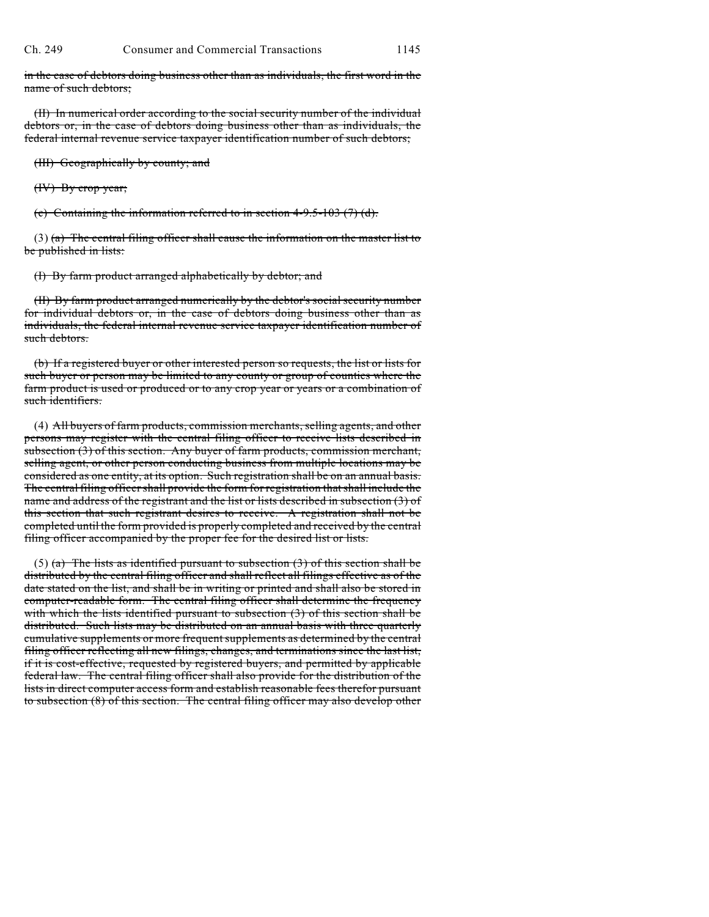~~in the case of debtors doing business other than as individuals, the first word in the name of such debtors;~~

~~(II) In numerical order according to the social security number of the individual debtors or, in the case of debtors doing business other than as individuals, the federal internal revenue service taxpayer identification number of such debtors;~~

~~(III) Geographically by county; and~~

~~(IV) By crop year;~~

~~(c) Containing the information referred to in section 4-9.5-103 (7) (d).~~

(3) ~~(a) The central filing officer shall cause the information on the master list to be published in lists:~~

~~(I) By farm product arranged alphabetically by debtor; and~~

~~(II) By farm product arranged numerically by the debtor's social security number for individual debtors or, in the case of debtors doing business other than as individuals, the federal internal revenue service taxpayer identification number of such debtors.~~

~~(b) If a registered buyer or other interested person so requests, the list or lists for such buyer or person may be limited to any county or group of counties where the farm product is used or produced or to any crop year or years or a combination of such identifiers.~~

(4) ~~All buyers of farm products, commission merchants, selling agents, and other persons may register with the central filing officer to receive lists described in subsection (3) of this section. Any buyer of farm products, commission merchant, selling agent, or other person conducting business from multiple locations may be considered as one entity, at its option. Such registration shall be on an annual basis. The central filing officer shall provide the form for registration that shall include the name and address of the registrant and the list or lists described in subsection (3) of this section that such registrant desires to receive. A registration shall not be completed until the form provided is properly completed and received by the central filing officer accompanied by the proper fee for the desired list or lists.~~

(5) ~~(a) The lists as identified pursuant to subsection (3) of this section shall be distributed by the central filing officer and shall reflect all filings effective as of the date stated on the list, and shall be in writing or printed and shall also be stored in computer-readable form. The central filing officer shall determine the frequency with which the lists identified pursuant to subsection (3) of this section shall be distributed. Such lists may be distributed on an annual basis with three quarterly cumulative supplements or more frequent supplements as determined by the central filing officer reflecting all new filings, changes, and terminations since the last list, if it is cost-effective, requested by registered buyers, and permitted by applicable federal law. The central filing officer shall also provide for the distribution of the lists in direct computer access form and establish reasonable fees therefor pursuant to subsection (8) of this section. The central filing officer may also develop other~~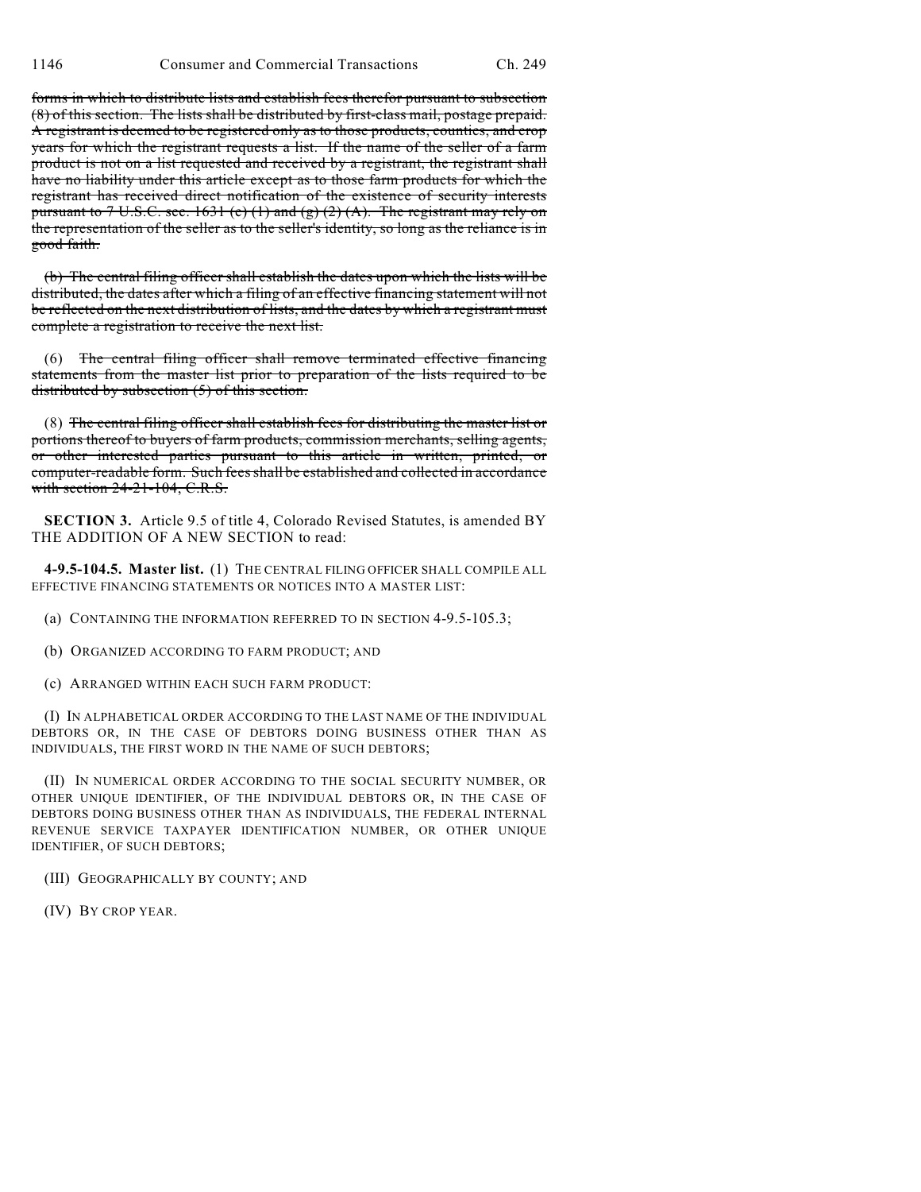~~forms in which to distribute lists and establish fees therefor pursuant to subsection (8) of this section. The lists shall be distributed by first-class mail, postage prepaid. A registrant is deemed to be registered only as to those products, counties, and crop years for which the registrant requests a list. If the name of the seller of a farm product is not on a list requested and received by a registrant, the registrant shall have no liability under this article except as to those farm products for which the registrant has received direct notification of the existence of security interests pursuant to 7 U.S.C. sec. 1631 (e) (1) and (g) (2) (A). The registrant may rely on the representation of the seller as to the seller's identity, so long as the reliance is in good faith.~~

~~(b) The central filing officer shall establish the dates upon which the lists will be distributed, the dates after which a filing of an effective financing statement will not be reflected on the next distribution of lists, and the dates by which a registrant must complete a registration to receive the next list.~~

(6) ~~The central filing officer shall remove terminated effective financing statements from the master list prior to preparation of the lists required to be distributed by subsection (5) of this section.~~

(8) ~~The central filing officer shall establish fees for distributing the master list or portions thereof to buyers of farm products, commission merchants, selling agents, or other interested parties pursuant to this article in written, printed, or computer-readable form. Such fees shall be established and collected in accordance with section 24-21-104, C.R.S.~~

**SECTION 3.** Article 9.5 of title 4, Colorado Revised Statutes, is amended BY THE ADDITION OF A NEW SECTION to read:

**4-9.5-104.5. Master list.** (1) THE CENTRAL FILING OFFICER SHALL COMPILE ALL EFFECTIVE FINANCING STATEMENTS OR NOTICES INTO A MASTER LIST:

(a) CONTAINING THE INFORMATION REFERRED TO IN SECTION 4-9.5-105.3;

(b) ORGANIZED ACCORDING TO FARM PRODUCT; AND

(c) ARRANGED WITHIN EACH SUCH FARM PRODUCT:

(I) IN ALPHABETICAL ORDER ACCORDING TO THE LAST NAME OF THE INDIVIDUAL DEBTORS OR, IN THE CASE OF DEBTORS DOING BUSINESS OTHER THAN AS INDIVIDUALS, THE FIRST WORD IN THE NAME OF SUCH DEBTORS;

(II) IN NUMERICAL ORDER ACCORDING TO THE SOCIAL SECURITY NUMBER, OR OTHER UNIQUE IDENTIFIER, OF THE INDIVIDUAL DEBTORS OR, IN THE CASE OF DEBTORS DOING BUSINESS OTHER THAN AS INDIVIDUALS, THE FEDERAL INTERNAL REVENUE SERVICE TAXPAYER IDENTIFICATION NUMBER, OR OTHER UNIQUE IDENTIFIER, OF SUCH DEBTORS;

(III) GEOGRAPHICALLY BY COUNTY; AND

(IV) BY CROP YEAR.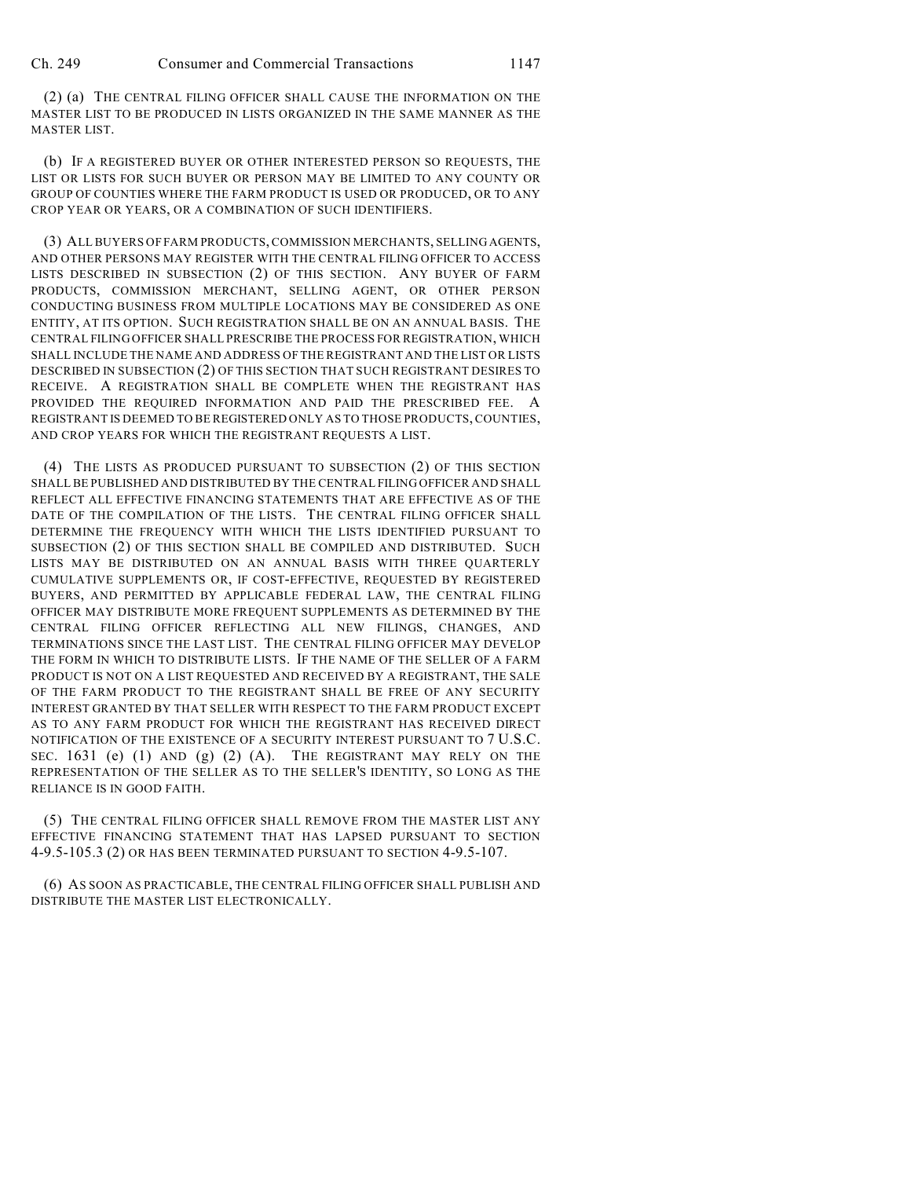(2) (a) THE CENTRAL FILING OFFICER SHALL CAUSE THE INFORMATION ON THE MASTER LIST TO BE PRODUCED IN LISTS ORGANIZED IN THE SAME MANNER AS THE MASTER LIST.

(b) IF A REGISTERED BUYER OR OTHER INTERESTED PERSON SO REQUESTS, THE LIST OR LISTS FOR SUCH BUYER OR PERSON MAY BE LIMITED TO ANY COUNTY OR GROUP OF COUNTIES WHERE THE FARM PRODUCT IS USED OR PRODUCED, OR TO ANY CROP YEAR OR YEARS, OR A COMBINATION OF SUCH IDENTIFIERS.

(3) ALL BUYERS OF FARM PRODUCTS, COMMISSION MERCHANTS, SELLING AGENTS, AND OTHER PERSONS MAY REGISTER WITH THE CENTRAL FILING OFFICER TO ACCESS LISTS DESCRIBED IN SUBSECTION (2) OF THIS SECTION. ANY BUYER OF FARM PRODUCTS, COMMISSION MERCHANT, SELLING AGENT, OR OTHER PERSON CONDUCTING BUSINESS FROM MULTIPLE LOCATIONS MAY BE CONSIDERED AS ONE ENTITY, AT ITS OPTION. SUCH REGISTRATION SHALL BE ON AN ANNUAL BASIS. THE CENTRAL FILING OFFICER SHALL PRESCRIBE THE PROCESS FOR REGISTRATION, WHICH SHALL INCLUDE THE NAME AND ADDRESS OF THE REGISTRANT AND THE LIST OR LISTS DESCRIBED IN SUBSECTION (2) OF THIS SECTION THAT SUCH REGISTRANT DESIRES TO RECEIVE. A REGISTRATION SHALL BE COMPLETE WHEN THE REGISTRANT HAS PROVIDED THE REQUIRED INFORMATION AND PAID THE PRESCRIBED FEE. A REGISTRANT IS DEEMED TO BE REGISTERED ONLY AS TO THOSE PRODUCTS, COUNTIES, AND CROP YEARS FOR WHICH THE REGISTRANT REQUESTS A LIST.

(4) THE LISTS AS PRODUCED PURSUANT TO SUBSECTION (2) OF THIS SECTION SHALL BE PUBLISHED AND DISTRIBUTED BY THE CENTRAL FILING OFFICER AND SHALL REFLECT ALL EFFECTIVE FINANCING STATEMENTS THAT ARE EFFECTIVE AS OF THE DATE OF THE COMPILATION OF THE LISTS. THE CENTRAL FILING OFFICER SHALL DETERMINE THE FREQUENCY WITH WHICH THE LISTS IDENTIFIED PURSUANT TO SUBSECTION (2) OF THIS SECTION SHALL BE COMPILED AND DISTRIBUTED. SUCH LISTS MAY BE DISTRIBUTED ON AN ANNUAL BASIS WITH THREE QUARTERLY CUMULATIVE SUPPLEMENTS OR, IF COST-EFFECTIVE, REQUESTED BY REGISTERED BUYERS, AND PERMITTED BY APPLICABLE FEDERAL LAW, THE CENTRAL FILING OFFICER MAY DISTRIBUTE MORE FREQUENT SUPPLEMENTS AS DETERMINED BY THE CENTRAL FILING OFFICER REFLECTING ALL NEW FILINGS, CHANGES, AND TERMINATIONS SINCE THE LAST LIST. THE CENTRAL FILING OFFICER MAY DEVELOP THE FORM IN WHICH TO DISTRIBUTE LISTS. IF THE NAME OF THE SELLER OF A FARM PRODUCT IS NOT ON A LIST REQUESTED AND RECEIVED BY A REGISTRANT, THE SALE OF THE FARM PRODUCT TO THE REGISTRANT SHALL BE FREE OF ANY SECURITY INTEREST GRANTED BY THAT SELLER WITH RESPECT TO THE FARM PRODUCT EXCEPT AS TO ANY FARM PRODUCT FOR WHICH THE REGISTRANT HAS RECEIVED DIRECT NOTIFICATION OF THE EXISTENCE OF A SECURITY INTEREST PURSUANT TO 7 U.S.C. SEC. 1631 (e) (1) AND (g) (2) (A). THE REGISTRANT MAY RELY ON THE REPRESENTATION OF THE SELLER AS TO THE SELLER'S IDENTITY, SO LONG AS THE RELIANCE IS IN GOOD FAITH.

(5) THE CENTRAL FILING OFFICER SHALL REMOVE FROM THE MASTER LIST ANY EFFECTIVE FINANCING STATEMENT THAT HAS LAPSED PURSUANT TO SECTION 4-9.5-105.3 (2) OR HAS BEEN TERMINATED PURSUANT TO SECTION 4-9.5-107.

(6) AS SOON AS PRACTICABLE, THE CENTRAL FILING OFFICER SHALL PUBLISH AND DISTRIBUTE THE MASTER LIST ELECTRONICALLY.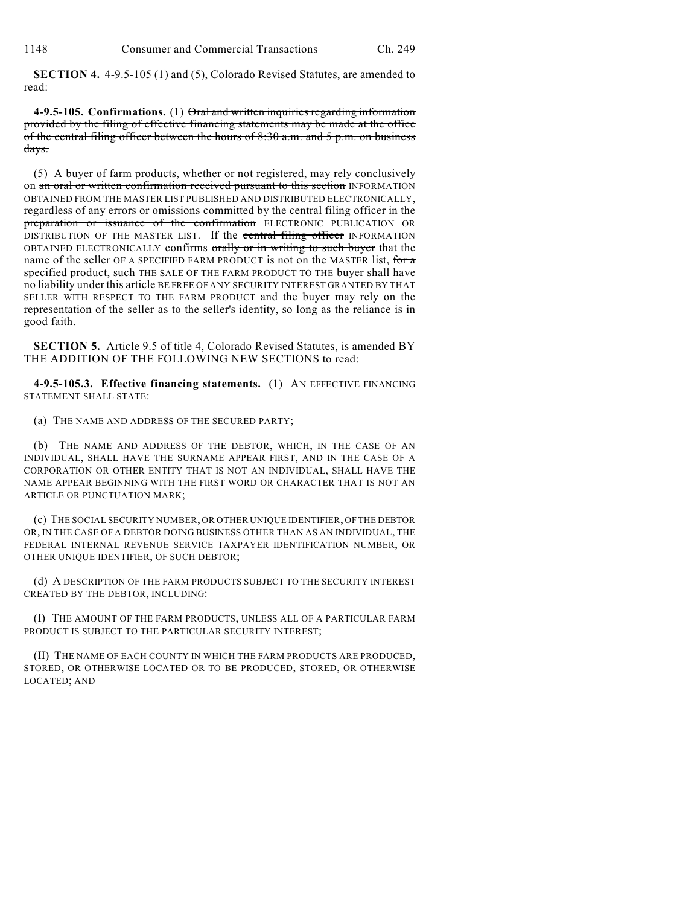**SECTION 4.** 4-9.5-105 (1) and (5), Colorado Revised Statutes, are amended to read:

**4-9.5-105. Confirmations.** (1) ~~Oral and written inquiries regarding information provided by the filing of effective financing statements may be made at the office of the central filing officer between the hours of 8:30 a.m. and 5 p.m. on business days.~~

(5) A buyer of farm products, whether or not registered, may rely conclusively on ~~an oral or written confirmation received pursuant to this section~~ INFORMATION OBTAINED FROM THE MASTER LIST PUBLISHED AND DISTRIBUTED ELECTRONICALLY, regardless of any errors or omissions committed by the central filing officer in the ~~preparation or issuance of the confirmation~~ ELECTRONIC PUBLICATION OR DISTRIBUTION OF THE MASTER LIST. If the ~~central filing officer~~ INFORMATION OBTAINED ELECTRONICALLY confirms ~~orally or in writing to such buyer~~ that the name of the seller OF A SPECIFIED FARM PRODUCT is not on the MASTER list, ~~for a specified product, such~~ THE SALE OF THE FARM PRODUCT TO THE buyer shall ~~have no liability under this article~~ BE FREE OF ANY SECURITY INTEREST GRANTED BY THAT SELLER WITH RESPECT TO THE FARM PRODUCT and the buyer may rely on the representation of the seller as to the seller's identity, so long as the reliance is in good faith.

**SECTION 5.** Article 9.5 of title 4, Colorado Revised Statutes, is amended BY THE ADDITION OF THE FOLLOWING NEW SECTIONS to read:

**4-9.5-105.3. Effective financing statements.** (1) AN EFFECTIVE FINANCING STATEMENT SHALL STATE:

(a) THE NAME AND ADDRESS OF THE SECURED PARTY;

(b) THE NAME AND ADDRESS OF THE DEBTOR, WHICH, IN THE CASE OF AN INDIVIDUAL, SHALL HAVE THE SURNAME APPEAR FIRST, AND IN THE CASE OF A CORPORATION OR OTHER ENTITY THAT IS NOT AN INDIVIDUAL, SHALL HAVE THE NAME APPEAR BEGINNING WITH THE FIRST WORD OR CHARACTER THAT IS NOT AN ARTICLE OR PUNCTUATION MARK;

(c) THE SOCIAL SECURITY NUMBER, OR OTHER UNIQUE IDENTIFIER, OF THE DEBTOR OR, IN THE CASE OF A DEBTOR DOING BUSINESS OTHER THAN AS AN INDIVIDUAL, THE FEDERAL INTERNAL REVENUE SERVICE TAXPAYER IDENTIFICATION NUMBER, OR OTHER UNIQUE IDENTIFIER, OF SUCH DEBTOR;

(d) A DESCRIPTION OF THE FARM PRODUCTS SUBJECT TO THE SECURITY INTEREST CREATED BY THE DEBTOR, INCLUDING:

(I) THE AMOUNT OF THE FARM PRODUCTS, UNLESS ALL OF A PARTICULAR FARM PRODUCT IS SUBJECT TO THE PARTICULAR SECURITY INTEREST;

(II) THE NAME OF EACH COUNTY IN WHICH THE FARM PRODUCTS ARE PRODUCED, STORED, OR OTHERWISE LOCATED OR TO BE PRODUCED, STORED, OR OTHERWISE LOCATED; AND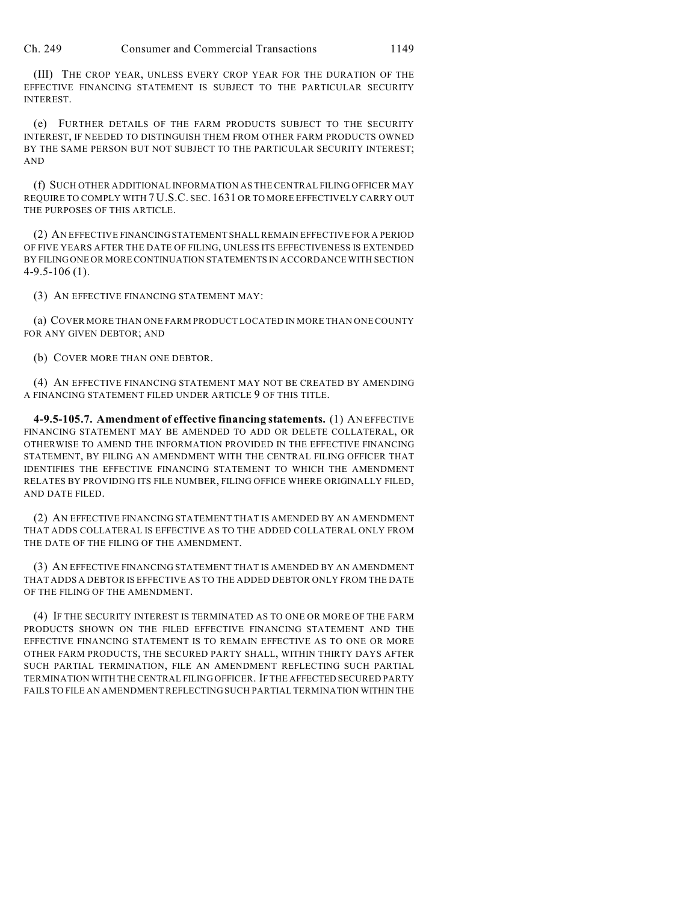(III) THE CROP YEAR, UNLESS EVERY CROP YEAR FOR THE DURATION OF THE EFFECTIVE FINANCING STATEMENT IS SUBJECT TO THE PARTICULAR SECURITY INTEREST.

(e) FURTHER DETAILS OF THE FARM PRODUCTS SUBJECT TO THE SECURITY INTEREST, IF NEEDED TO DISTINGUISH THEM FROM OTHER FARM PRODUCTS OWNED BY THE SAME PERSON BUT NOT SUBJECT TO THE PARTICULAR SECURITY INTEREST; AND

(f) SUCH OTHER ADDITIONAL INFORMATION AS THE CENTRAL FILING OFFICER MAY REQUIRE TO COMPLY WITH 7 U.S.C. SEC. 1631 OR TO MORE EFFECTIVELY CARRY OUT THE PURPOSES OF THIS ARTICLE.

(2) AN EFFECTIVE FINANCING STATEMENT SHALL REMAIN EFFECTIVE FOR A PERIOD OF FIVE YEARS AFTER THE DATE OF FILING, UNLESS ITS EFFECTIVENESS IS EXTENDED BY FILING ONE OR MORE CONTINUATION STATEMENTS IN ACCORDANCE WITH SECTION 4-9.5-106 (1).

(3) AN EFFECTIVE FINANCING STATEMENT MAY:

(a) COVER MORE THAN ONE FARM PRODUCT LOCATED IN MORE THAN ONE COUNTY FOR ANY GIVEN DEBTOR; AND

(b) COVER MORE THAN ONE DEBTOR.

(4) AN EFFECTIVE FINANCING STATEMENT MAY NOT BE CREATED BY AMENDING A FINANCING STATEMENT FILED UNDER ARTICLE 9 OF THIS TITLE.

**4-9.5-105.7. Amendment of effective financing statements.** (1) AN EFFECTIVE FINANCING STATEMENT MAY BE AMENDED TO ADD OR DELETE COLLATERAL, OR OTHERWISE TO AMEND THE INFORMATION PROVIDED IN THE EFFECTIVE FINANCING STATEMENT, BY FILING AN AMENDMENT WITH THE CENTRAL FILING OFFICER THAT IDENTIFIES THE EFFECTIVE FINANCING STATEMENT TO WHICH THE AMENDMENT RELATES BY PROVIDING ITS FILE NUMBER, FILING OFFICE WHERE ORIGINALLY FILED, AND DATE FILED.

(2) AN EFFECTIVE FINANCING STATEMENT THAT IS AMENDED BY AN AMENDMENT THAT ADDS COLLATERAL IS EFFECTIVE AS TO THE ADDED COLLATERAL ONLY FROM THE DATE OF THE FILING OF THE AMENDMENT.

(3) AN EFFECTIVE FINANCING STATEMENT THAT IS AMENDED BY AN AMENDMENT THAT ADDS A DEBTOR IS EFFECTIVE AS TO THE ADDED DEBTOR ONLY FROM THE DATE OF THE FILING OF THE AMENDMENT.

(4) IF THE SECURITY INTEREST IS TERMINATED AS TO ONE OR MORE OF THE FARM PRODUCTS SHOWN ON THE FILED EFFECTIVE FINANCING STATEMENT AND THE EFFECTIVE FINANCING STATEMENT IS TO REMAIN EFFECTIVE AS TO ONE OR MORE OTHER FARM PRODUCTS, THE SECURED PARTY SHALL, WITHIN THIRTY DAYS AFTER SUCH PARTIAL TERMINATION, FILE AN AMENDMENT REFLECTING SUCH PARTIAL TERMINATION WITH THE CENTRAL FILING OFFICER. IF THE AFFECTED SECURED PARTY FAILS TO FILE AN AMENDMENT REFLECTING SUCH PARTIAL TERMINATION WITHIN THE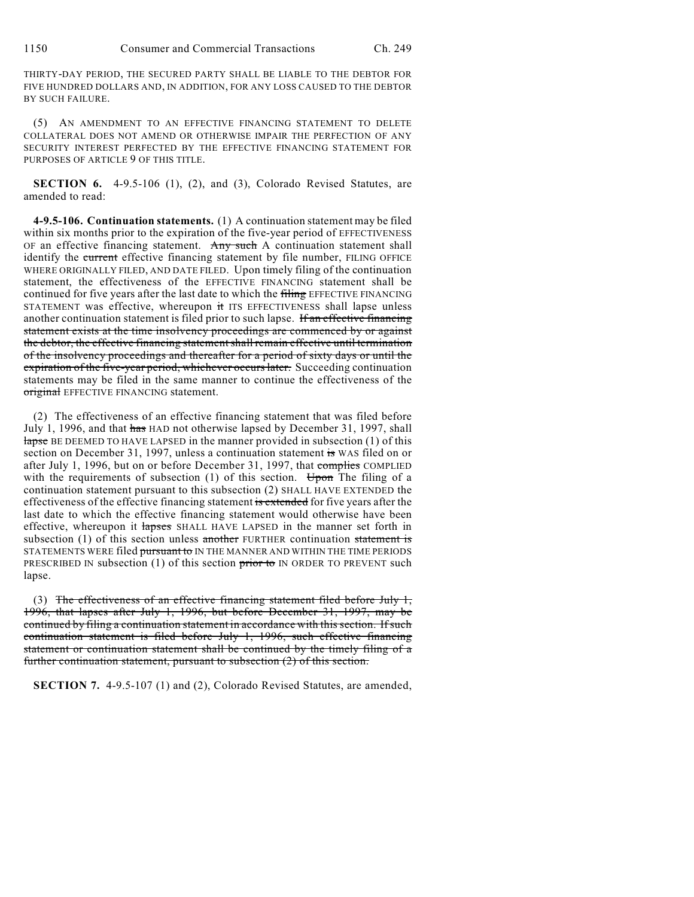THIRTY-DAY PERIOD, THE SECURED PARTY SHALL BE LIABLE TO THE DEBTOR FOR FIVE HUNDRED DOLLARS AND, IN ADDITION, FOR ANY LOSS CAUSED TO THE DEBTOR BY SUCH FAILURE.

(5) AN AMENDMENT TO AN EFFECTIVE FINANCING STATEMENT TO DELETE COLLATERAL DOES NOT AMEND OR OTHERWISE IMPAIR THE PERFECTION OF ANY SECURITY INTEREST PERFECTED BY THE EFFECTIVE FINANCING STATEMENT FOR PURPOSES OF ARTICLE 9 OF THIS TITLE.

**SECTION 6.** 4-9.5-106 (1), (2), and (3), Colorado Revised Statutes, are amended to read:

**4-9.5-106. Continuation statements.** (1) A continuation statement may be filed within six months prior to the expiration of the five-year period of EFFECTIVENESS OF an effective financing statement. ~~Any such~~ A continuation statement shall identify the ~~current~~ effective financing statement by file number, FILING OFFICE WHERE ORIGINALLY FILED, AND DATE FILED. Upon timely filing of the continuation statement, the effectiveness of the EFFECTIVE FINANCING statement shall be continued for five years after the last date to which the ~~filing~~ EFFECTIVE FINANCING STATEMENT was effective, whereupon ~~it~~ ITS EFFECTIVENESS shall lapse unless another continuation statement is filed prior to such lapse. ~~If an effective financing statement exists at the time insolvency proceedings are commenced by or against the debtor, the effective financing statement shall remain effective until termination of the insolvency proceedings and thereafter for a period of sixty days or until the expiration of the five-year period, whichever occurs later.~~ Succeeding continuation statements may be filed in the same manner to continue the effectiveness of the ~~original~~ EFFECTIVE FINANCING statement.

(2) The effectiveness of an effective financing statement that was filed before July 1, 1996, and that ~~has~~ HAD not otherwise lapsed by December 31, 1997, shall ~~lapse~~ BE DEEMED TO HAVE LAPSED in the manner provided in subsection (1) of this section on December 31, 1997, unless a continuation statement ~~is~~ WAS filed on or after July 1, 1996, but on or before December 31, 1997, that ~~complies~~ COMPLIED with the requirements of subsection (1) of this section. ~~Upon~~ The filing of a continuation statement pursuant to this subsection (2) SHALL HAVE EXTENDED the effectiveness of the effective financing statement ~~is extended~~ for five years after the last date to which the effective financing statement would otherwise have been effective, whereupon it ~~lapses~~ SHALL HAVE LAPSED in the manner set forth in subsection (1) of this section unless ~~another~~ FURTHER continuation ~~statement is~~ STATEMENTS WERE filed ~~pursuant to~~ IN THE MANNER AND WITHIN THE TIME PERIODS PRESCRIBED IN subsection (1) of this section ~~prior to~~ IN ORDER TO PREVENT such lapse.

(3) ~~The effectiveness of an effective financing statement filed before July 1, 1996, that lapses after July 1, 1996, but before December 31, 1997, may be continued by filing a continuation statement in accordance with this section. If such continuation statement is filed before July 1, 1996, such effective financing statement or continuation statement shall be continued by the timely filing of a further continuation statement, pursuant to subsection (2) of this section.~~

**SECTION 7.** 4-9.5-107 (1) and (2), Colorado Revised Statutes, are amended,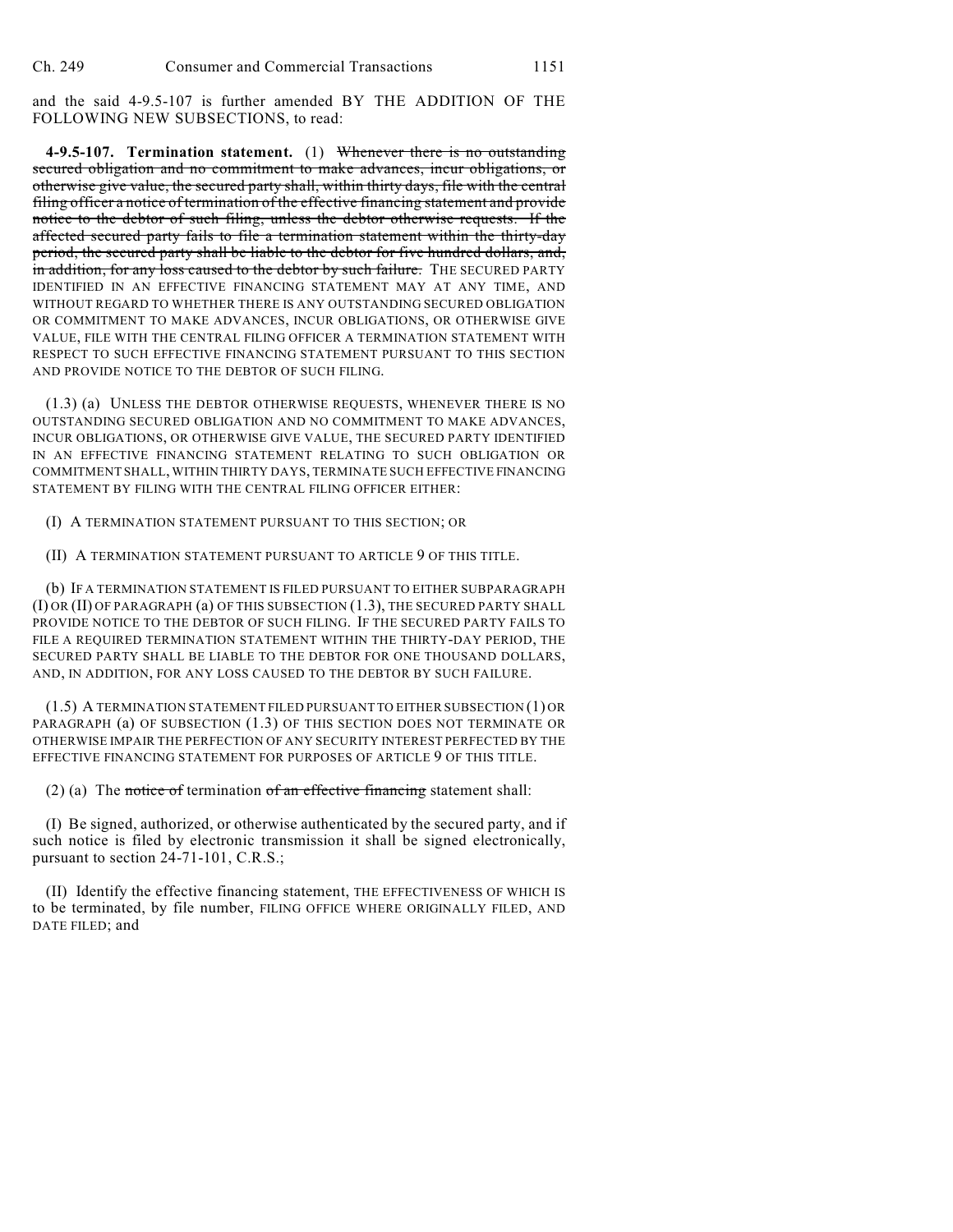and the said 4-9.5-107 is further amended BY THE ADDITION OF THE FOLLOWING NEW SUBSECTIONS, to read:

**4-9.5-107. Termination statement.** (1) ~~Whenever there is no outstanding secured obligation and no commitment to make advances, incur obligations, or otherwise give value, the secured party shall, within thirty days, file with the central filing officer a notice of termination of the effective financing statement and provide notice to the debtor of such filing, unless the debtor otherwise requests. If the affected secured party fails to file a termination statement within the thirty-day period, the secured party shall be liable to the debtor for five hundred dollars, and, in addition, for any loss caused to the debtor by such failure.~~ THE SECURED PARTY IDENTIFIED IN AN EFFECTIVE FINANCING STATEMENT MAY AT ANY TIME, AND WITHOUT REGARD TO WHETHER THERE IS ANY OUTSTANDING SECURED OBLIGATION OR COMMITMENT TO MAKE ADVANCES, INCUR OBLIGATIONS, OR OTHERWISE GIVE VALUE, FILE WITH THE CENTRAL FILING OFFICER A TERMINATION STATEMENT WITH RESPECT TO SUCH EFFECTIVE FINANCING STATEMENT PURSUANT TO THIS SECTION AND PROVIDE NOTICE TO THE DEBTOR OF SUCH FILING.

(1.3) (a) UNLESS THE DEBTOR OTHERWISE REQUESTS, WHENEVER THERE IS NO OUTSTANDING SECURED OBLIGATION AND NO COMMITMENT TO MAKE ADVANCES, INCUR OBLIGATIONS, OR OTHERWISE GIVE VALUE, THE SECURED PARTY IDENTIFIED IN AN EFFECTIVE FINANCING STATEMENT RELATING TO SUCH OBLIGATION OR COMMITMENT SHALL, WITHIN THIRTY DAYS, TERMINATE SUCH EFFECTIVE FINANCING STATEMENT BY FILING WITH THE CENTRAL FILING OFFICER EITHER:

(I) A TERMINATION STATEMENT PURSUANT TO THIS SECTION; OR

(II) A TERMINATION STATEMENT PURSUANT TO ARTICLE 9 OF THIS TITLE.

(b) IF A TERMINATION STATEMENT IS FILED PURSUANT TO EITHER SUBPARAGRAPH (I) OR (II) OF PARAGRAPH (a) OF THIS SUBSECTION (1.3), THE SECURED PARTY SHALL PROVIDE NOTICE TO THE DEBTOR OF SUCH FILING. IF THE SECURED PARTY FAILS TO FILE A REQUIRED TERMINATION STATEMENT WITHIN THE THIRTY-DAY PERIOD, THE SECURED PARTY SHALL BE LIABLE TO THE DEBTOR FOR ONE THOUSAND DOLLARS, AND, IN ADDITION, FOR ANY LOSS CAUSED TO THE DEBTOR BY SUCH FAILURE.

(1.5) A TERMINATION STATEMENT FILED PURSUANT TO EITHER SUBSECTION (1) OR PARAGRAPH (a) OF SUBSECTION (1.3) OF THIS SECTION DOES NOT TERMINATE OR OTHERWISE IMPAIR THE PERFECTION OF ANY SECURITY INTEREST PERFECTED BY THE EFFECTIVE FINANCING STATEMENT FOR PURPOSES OF ARTICLE 9 OF THIS TITLE.

(2) (a) The ~~notice of~~ termination ~~of an effective financing~~ statement shall:

(I) Be signed, authorized, or otherwise authenticated by the secured party, and if such notice is filed by electronic transmission it shall be signed electronically, pursuant to section 24-71-101, C.R.S.;

(II) Identify the effective financing statement, THE EFFECTIVENESS OF WHICH IS to be terminated, by file number, FILING OFFICE WHERE ORIGINALLY FILED, AND DATE FILED; and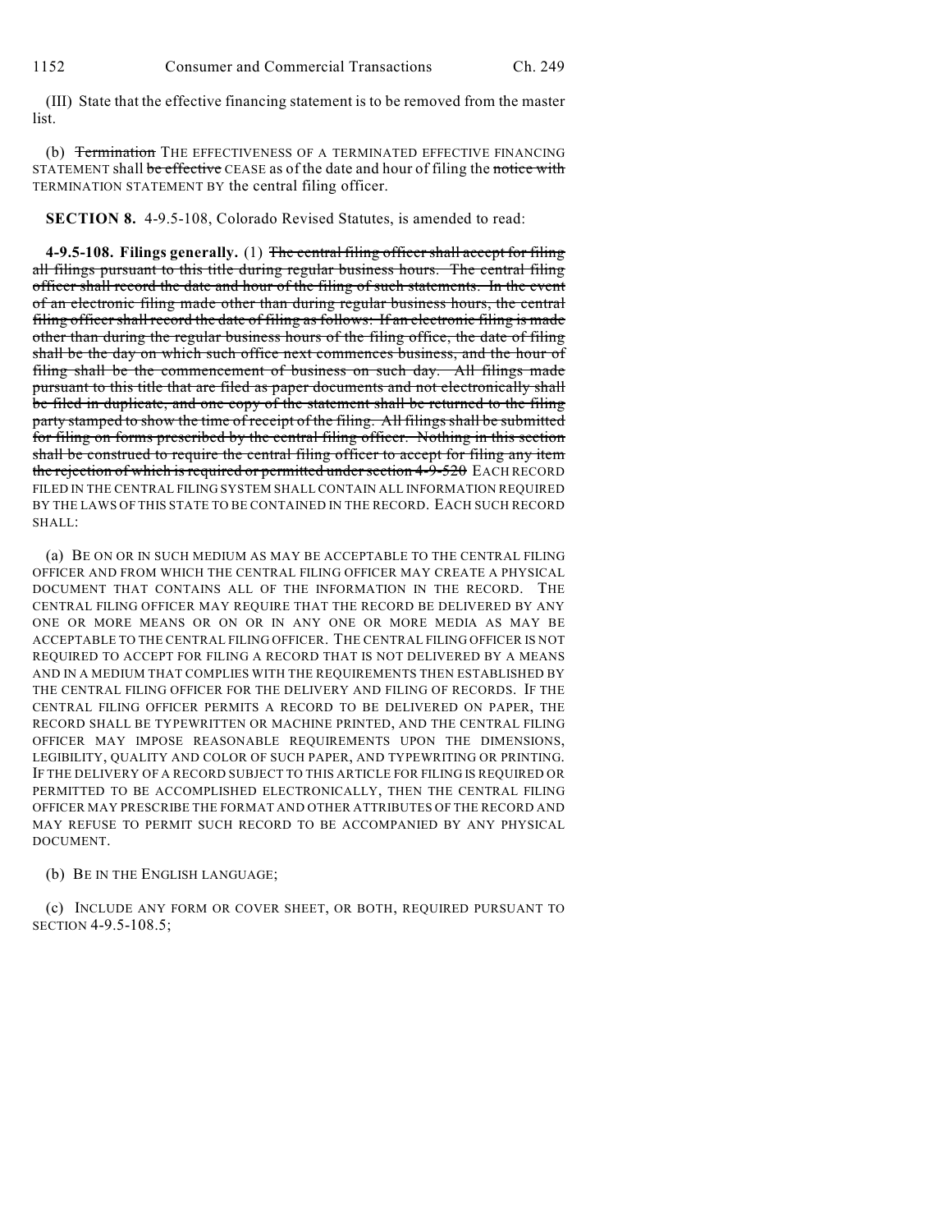(III) State that the effective financing statement is to be removed from the master list.

(b) ~~Termination~~ THE EFFECTIVENESS OF A TERMINATED EFFECTIVE FINANCING STATEMENT shall ~~be effective~~ CEASE as of the date and hour of filing the ~~notice with~~ TERMINATION STATEMENT BY the central filing officer.

**SECTION 8.** 4-9.5-108, Colorado Revised Statutes, is amended to read:

**4-9.5-108. Filings generally.** (1) ~~The central filing officer shall accept for filing all filings pursuant to this title during regular business hours. The central filing officer shall record the date and hour of the filing of such statements. In the event of an electronic filing made other than during regular business hours, the central filing officer shall record the date of filing as follows: If an electronic filing is made other than during the regular business hours of the filing office, the date of filing shall be the day on which such office next commences business, and the hour of filing shall be the commencement of business on such day. All filings made pursuant to this title that are filed as paper documents and not electronically shall be filed in duplicate, and one copy of the statement shall be returned to the filing party stamped to show the time of receipt of the filing. All filings shall be submitted for filing on forms prescribed by the central filing officer. Nothing in this section shall be construed to require the central filing officer to accept for filing any item the rejection of which is required or permitted under section 4-9-520~~ EACH RECORD FILED IN THE CENTRAL FILING SYSTEM SHALL CONTAIN ALL INFORMATION REQUIRED BY THE LAWS OF THIS STATE TO BE CONTAINED IN THE RECORD. EACH SUCH RECORD SHALL:

(a) BE ON OR IN SUCH MEDIUM AS MAY BE ACCEPTABLE TO THE CENTRAL FILING OFFICER AND FROM WHICH THE CENTRAL FILING OFFICER MAY CREATE A PHYSICAL DOCUMENT THAT CONTAINS ALL OF THE INFORMATION IN THE RECORD. THE CENTRAL FILING OFFICER MAY REQUIRE THAT THE RECORD BE DELIVERED BY ANY ONE OR MORE MEANS OR ON OR IN ANY ONE OR MORE MEDIA AS MAY BE ACCEPTABLE TO THE CENTRAL FILING OFFICER. THE CENTRAL FILING OFFICER IS NOT REQUIRED TO ACCEPT FOR FILING A RECORD THAT IS NOT DELIVERED BY A MEANS AND IN A MEDIUM THAT COMPLIES WITH THE REQUIREMENTS THEN ESTABLISHED BY THE CENTRAL FILING OFFICER FOR THE DELIVERY AND FILING OF RECORDS. IF THE CENTRAL FILING OFFICER PERMITS A RECORD TO BE DELIVERED ON PAPER, THE RECORD SHALL BE TYPEWRITTEN OR MACHINE PRINTED, AND THE CENTRAL FILING OFFICER MAY IMPOSE REASONABLE REQUIREMENTS UPON THE DIMENSIONS, LEGIBILITY, QUALITY AND COLOR OF SUCH PAPER, AND TYPEWRITING OR PRINTING. IF THE DELIVERY OF A RECORD SUBJECT TO THIS ARTICLE FOR FILING IS REQUIRED OR PERMITTED TO BE ACCOMPLISHED ELECTRONICALLY, THEN THE CENTRAL FILING OFFICER MAY PRESCRIBE THE FORMAT AND OTHER ATTRIBUTES OF THE RECORD AND MAY REFUSE TO PERMIT SUCH RECORD TO BE ACCOMPANIED BY ANY PHYSICAL DOCUMENT.

(b) BE IN THE ENGLISH LANGUAGE;

(c) INCLUDE ANY FORM OR COVER SHEET, OR BOTH, REQUIRED PURSUANT TO SECTION 4-9.5-108.5;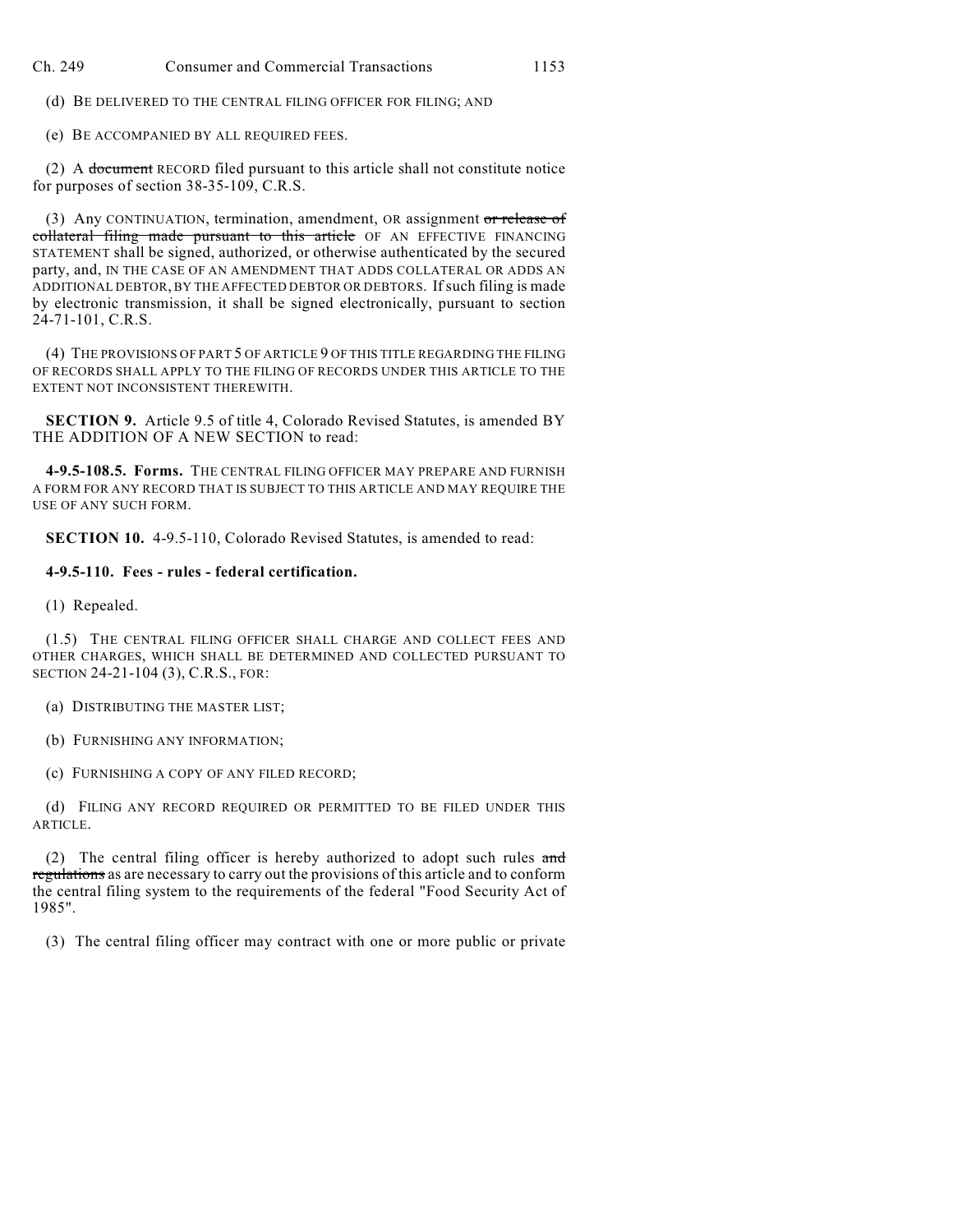(d) BE DELIVERED TO THE CENTRAL FILING OFFICER FOR FILING; AND

(e) BE ACCOMPANIED BY ALL REQUIRED FEES.

(2) A ~~document~~ RECORD filed pursuant to this article shall not constitute notice for purposes of section 38-35-109, C.R.S.

(3) Any CONTINUATION, termination, amendment, OR assignment ~~or release of collateral filing made pursuant to this article~~ OF AN EFFECTIVE FINANCING STATEMENT shall be signed, authorized, or otherwise authenticated by the secured party, and, IN THE CASE OF AN AMENDMENT THAT ADDS COLLATERAL OR ADDS AN ADDITIONAL DEBTOR, BY THE AFFECTED DEBTOR OR DEBTORS. If such filing is made by electronic transmission, it shall be signed electronically, pursuant to section 24-71-101, C.R.S.

(4) THE PROVISIONS OF PART 5 OF ARTICLE 9 OF THIS TITLE REGARDING THE FILING OF RECORDS SHALL APPLY TO THE FILING OF RECORDS UNDER THIS ARTICLE TO THE EXTENT NOT INCONSISTENT THEREWITH.

**SECTION 9.** Article 9.5 of title 4, Colorado Revised Statutes, is amended BY THE ADDITION OF A NEW SECTION to read:

**4-9.5-108.5. Forms.** THE CENTRAL FILING OFFICER MAY PREPARE AND FURNISH A FORM FOR ANY RECORD THAT IS SUBJECT TO THIS ARTICLE AND MAY REQUIRE THE USE OF ANY SUCH FORM.

**SECTION 10.** 4-9.5-110, Colorado Revised Statutes, is amended to read:

**4-9.5-110. Fees - rules - federal certification.**

(1) Repealed.

(1.5) THE CENTRAL FILING OFFICER SHALL CHARGE AND COLLECT FEES AND OTHER CHARGES, WHICH SHALL BE DETERMINED AND COLLECTED PURSUANT TO SECTION 24-21-104 (3), C.R.S., FOR:

(a) DISTRIBUTING THE MASTER LIST;

(b) FURNISHING ANY INFORMATION;

(c) FURNISHING A COPY OF ANY FILED RECORD;

(d) FILING ANY RECORD REQUIRED OR PERMITTED TO BE FILED UNDER THIS ARTICLE.

(2) The central filing officer is hereby authorized to adopt such rules ~~and regulations~~ as are necessary to carry out the provisions of this article and to conform the central filing system to the requirements of the federal "Food Security Act of 1985".

(3) The central filing officer may contract with one or more public or private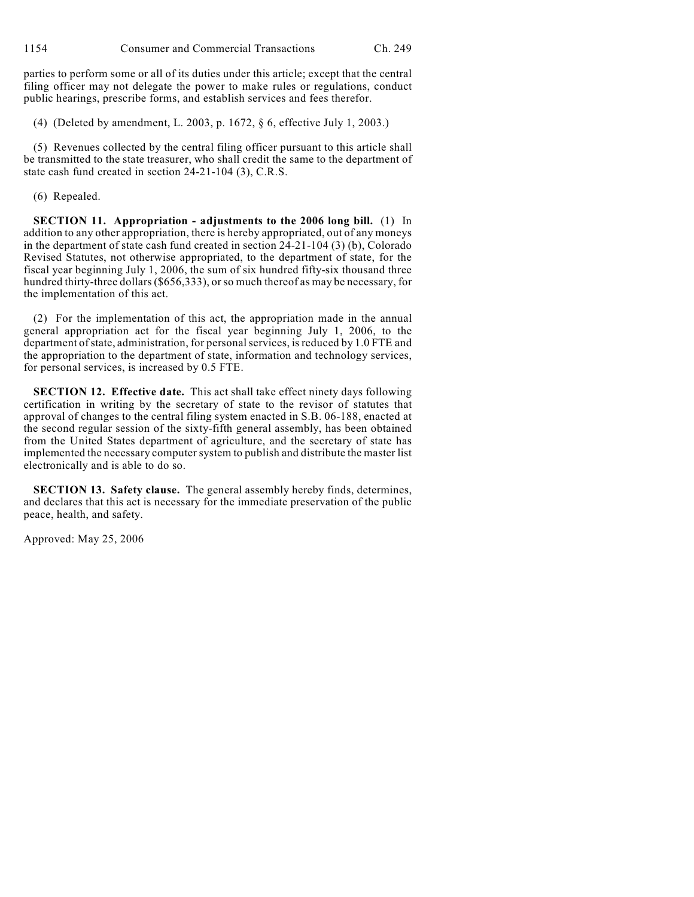parties to perform some or all of its duties under this article; except that the central filing officer may not delegate the power to make rules or regulations, conduct public hearings, prescribe forms, and establish services and fees therefor.

(4) (Deleted by amendment, L. 2003, p. 1672, § 6, effective July 1, 2003.)

(5) Revenues collected by the central filing officer pursuant to this article shall be transmitted to the state treasurer, who shall credit the same to the department of state cash fund created in section 24-21-104 (3), C.R.S.

(6) Repealed.

**SECTION 11. Appropriation - adjustments to the 2006 long bill.** (1) In addition to any other appropriation, there is hereby appropriated, out of any moneys in the department of state cash fund created in section 24-21-104 (3) (b), Colorado Revised Statutes, not otherwise appropriated, to the department of state, for the fiscal year beginning July 1, 2006, the sum of six hundred fifty-six thousand three hundred thirty-three dollars ($656,333), or so much thereof as may be necessary, for the implementation of this act.

(2) For the implementation of this act, the appropriation made in the annual general appropriation act for the fiscal year beginning July 1, 2006, to the department of state, administration, for personal services, is reduced by 1.0 FTE and the appropriation to the department of state, information and technology services, for personal services, is increased by 0.5 FTE.

**SECTION 12. Effective date.** This act shall take effect ninety days following certification in writing by the secretary of state to the revisor of statutes that approval of changes to the central filing system enacted in S.B. 06-188, enacted at the second regular session of the sixty-fifth general assembly, has been obtained from the United States department of agriculture, and the secretary of state has implemented the necessary computer system to publish and distribute the master list electronically and is able to do so.

**SECTION 13. Safety clause.** The general assembly hereby finds, determines, and declares that this act is necessary for the immediate preservation of the public peace, health, and safety.

Approved: May 25, 2006